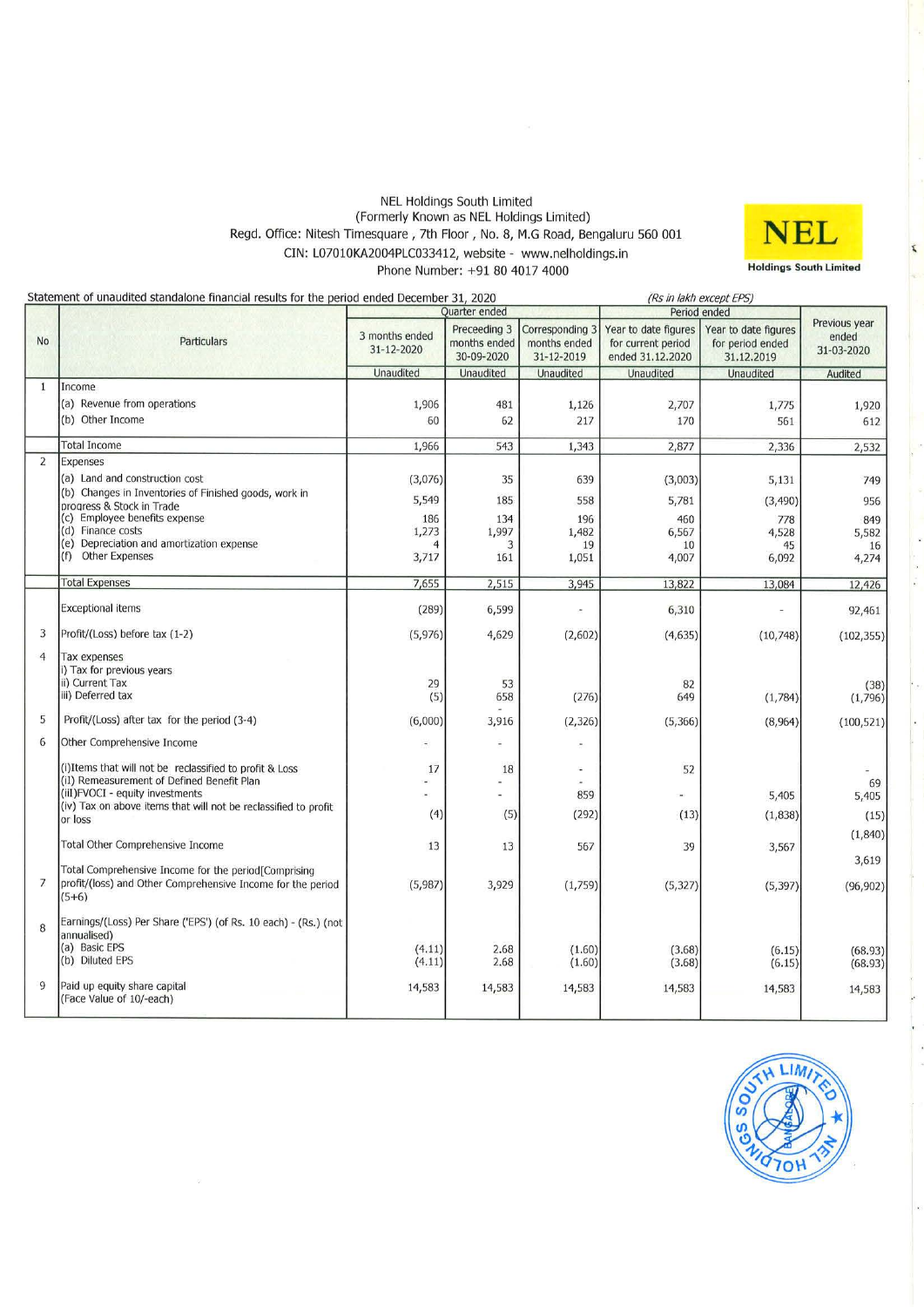NEL Holdings South Limited
(Formerly Known as NEL Holdings Limited)
Regd. Office: Nitesh Timesquare , 7th Floor , No. 8, M.G Road, Bengaluru 560 001
CIN: L07010KA2004PLC033412, website - www.nelholdings.in
Phone Number: +91 80 4017 4000

NEL
Holdings South Limited

Statement of unaudited standalone financial results for the period ended December 31, 2020 *(Rs in lakh except EPS)*

| No | Particulars | Quarter ended | | | Period ended | | Previous year ended 31-03-2020 |
|---|---|---|---|---|---|---|---|
| | | 3 months ended 31-12-2020 | Preceeding 3 months ended 30-09-2020 | Corresponding 3 months ended 31-12-2019 | Year to date figures for current period ended 31.12.2020 | Year to date figures for period ended 31.12.2019 | |
| | | Unaudited | Unaudited | Unaudited | Unaudited | Unaudited | Audited |
| 1 | Income | | | | | | |
| | (a) Revenue from operations | 1,906 | 481 | 1,126 | 2,707 | 1,775 | 1,920 |
| | (b) Other Income | 60 | 62 | 217 | 170 | 561 | 612 |
| | Total Income | 1,966 | 543 | 1,343 | 2,877 | 2,336 | 2,532 |
| 2 | Expenses | | | | | | |
| | (a) Land and construction cost | (3,076) | 35 | 639 | (3,003) | 5,131 | 749 |
| | (b) Changes in Inventories of Finished goods, work in progress & Stock in Trade | 5,549 | 185 | 558 | 5,781 | (3,490) | 956 |
| | (c) Employee benefits expense | 186 | 134 | 196 | 460 | 778 | 849 |
| | (d) Finance costs | 1,273 | 1,997 | 1,482 | 6,567 | 4,528 | 5,582 |
| | (e) Depreciation and amortization expense | 4 | 3 | 19 | 10 | 45 | 16 |
| | (f) Other Expenses | 3,717 | 161 | 1,051 | 4,007 | 6,092 | 4,274 |
| | Total Expenses | 7,655 | 2,515 | 3,945 | 13,822 | 13,084 | 12,426 |
| | Exceptional items | (289) | 6,599 | - | 6,310 | - | 92,461 |
| 3 | Profit/(Loss) before tax (1-2) | (5,976) | 4,629 | (2,602) | (4,635) | (10,748) | (102,355) |
| 4 | Tax expenses | | | | | | |
| | i) Tax for previous years | | | | | | |
| | ii) Current Tax | 29 | 53 | | 82 | | (38) |
| | iii) Deferred tax | (5) | 658 | (276) | 649 | (1,784) | (1,796) |
| 5 | Profit/(Loss) after tax for the period (3-4) | (6,000) | 3,916 | (2,326) | (5,366) | (8,964) | (100,521) |
| 6 | Other Comprehensive Income | - | - | - | | | |
| | (i)Items that will not be reclassified to profit & Loss | 17 | 18 | - | 52 | | - |
| | (ii) Remeasurement of Defined Benefit Plan | - | - | - | | | 69 |
| | (iii)FVOCI - equity investments | - | - | 859 | - | 5,405 | 5,405 |
| | (iv) Tax on above items that will not be reclassified to profit or loss | (4) | (5) | (292) | (13) | (1,838) | (15) |
| | | | | | | | (1,840) |
| | Total Other Comprehensive Income | 13 | 13 | 567 | 39 | 3,567 | 3,619 |
| 7 | Total Comprehensive Income for the period[Comprising profit/(loss) and Other Comprehensive Income for the period (5+6) | (5,987) | 3,929 | (1,759) | (5,327) | (5,397) | (96,902) |
| 8 | Earnings/(Loss) Per Share ('EPS') (of Rs. 10 each) - (Rs.) (not annualised) | | | | | | |
| | (a) Basic EPS | (4.11) | 2.68 | (1.60) | (3.68) | (6.15) | (68.93) |
| | (b) Diluted EPS | (4.11) | 2.68 | (1.60) | (3.68) | (6.15) | (68.93) |
| 9 | Paid up equity share capital (Face Value of 10/-each) | 14,583 | 14,583 | 14,583 | 14,583 | 14,583 | 14,583 |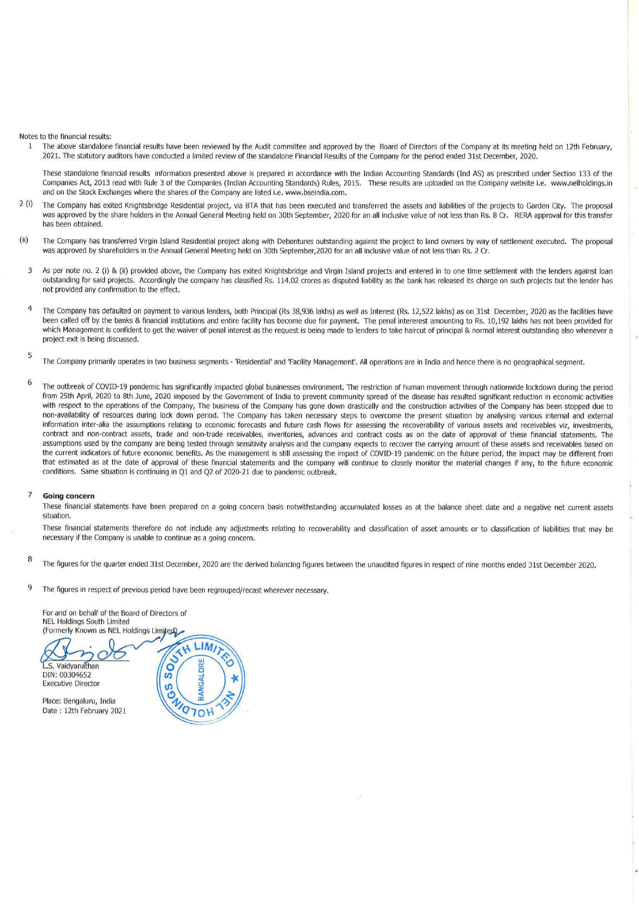Notes to the financial results:

1. The above standalone financial results have been reviewed by the Audit committee and approved by the Board of Directors of the Company at its meeting held on 12th February, 2021. The statutory auditors have conducted a limited review of the standalone Financial Results of the Company for the period ended 31st December, 2020.

   These standalone financial results information presented above is prepared in accordance with the Indian Accounting Standards (Ind AS) as prescribed under Section 133 of the Companies Act, 2013 read with Rule 3 of the Companies (Indian Accounting Standards) Rules, 2015. These results are uploaded on the Company website i.e. www.nelholdings.in and on the Stock Exchanges where the shares of the Company are listed i.e. www.bseindia.com.

2 (i) The Company has exited Knightsbridge Residential project, via BTA that has been executed and transferred the assets and liabilities of the projects to Garden City. The proposal was approved by the share holders in the Annual General Meeting held on 30th September, 2020 for an all inclusive value of not less than Rs. 8 Cr. RERA approval for this transfer has been obtained.

(ii) The Company has transferred Virgin Island Residential project along with Debentures outstanding against the project to land owners by way of settlement executed. The proposal was approved by shareholders in the Annual General Meeting held on 30th September,2020 for an all inclusive value of not less than Rs. 2 Cr.

3. As per note no. 2 (i) & (ii) provided above, the Company has exited Knightsbridge and Virgin Island projects and entered in to one time settlement with the lenders against loan outstanding for said projects. Accordingly the company has classified Rs. 114.02 crores as disputed liability as the bank has released its charge on such projects but the lender has not provided any confirmation to the effect.

4. The Company has defaulted on payment to various lenders, both Principal (Rs 38,936 lakhs) as well as Interest (Rs. 12,522 lakhs) as on 31st December, 2020 as the facilities have been called off by the banks & financial institutions and entire facility has become due for payment. The penal intererest amounting to Rs. 10,192 lakhs has not been provided for which Management is confident to get the waiver of penal interest as the request is being made to lenders to take haircut of principal & normal interest outstanding also whenever a project exit is being discussed.

5. The Company primarily operates in two business segments - 'Residential' and 'Facility Management'. All operations are in India and hence there is no geographical segment.

6. The outbreak of COVID-19 pandemic has significantly impacted global businesses environment. The restriction of human movement through nationwide lockdown during the period from 25th April, 2020 to 8th June, 2020 imposed by the Government of India to prevent community spread of the disease has resulted significant reduction in economic activities with respect to the operations of the Company, The business of the Company has gone down drastically and the construction activities of the Company has been stopped due to non-availability of resources during lock down period. The Company has taken necessary steps to overcome the present situation by analysing various internal and external information inter-alia the assumptions relating to economic forecasts and future cash flows for assessing the recoverability of various assets and receivables viz, investments, contract and non-contract assets, trade and non-trade receivables, inventories, advances and contract costs as on the date of approval of these financial statements. The assumptions used by the company are being tested through sensitivity analysis and the company expects to recover the carrying amount of these assets and receivables based on the current indicators of future economic benefits. As the management is still assessing the impact of COVID-19 pandemic on the future period, the impact may be different from that estimated as at the date of approval of these financial statements and the company will continue to closely monitor the material changes if any, to the future economic conditions. Same situation is continuing in Q1 and Q2 of 2020-21 due to pandemic outbreak.

7. **Going concern**

   These financial statements have been prepared on a going concern basis notwithstanding accumulated losses as at the balance sheet date and a negative net current assets situation.

   These financial statements therefore do not include any adjustments relating to recoverability and classification of asset amounts or to classification of liabilities that may be necessary if the Company is unable to continue as a going concern.

8. The figures for the quarter ended 31st December, 2020 are the derived balancing figures between the unaudited figures in respect of nine months ended 31st December 2020.

9. The figures in respect of previous period have been regrouped/recast wherever necessary.

For and on behalf of the Board of Directors of
NEL Holdings South Limited
(Formerly Known as NEL Holdings Limited)

L.S. Vaidyanathan
DIN: 00304652
Executive Director

Place: Bengaluru, India
Date : 12th February 2021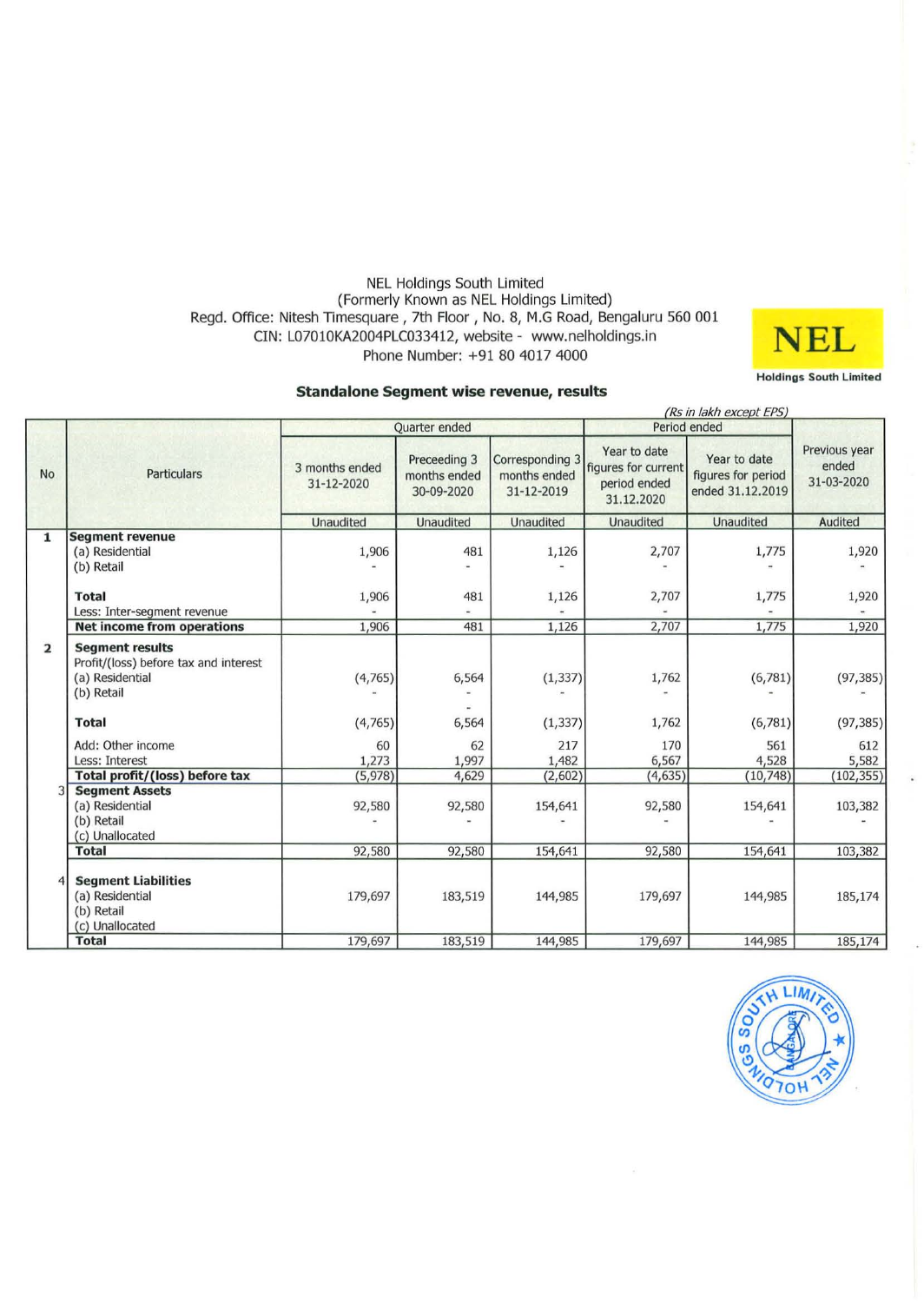NEL Holdings South Limited
(Formerly Known as NEL Holdings Limited)
Regd. Office: Nitesh Timesquare , 7th Floor , No. 8, M.G Road, Bengaluru 560 001
CIN: L07010KA2004PLC033412, website - www.nelholdings.in
Phone Number: +91 80 4017 4000

**NEL**
**Holdings South Limited**

## Standalone Segment wise revenue, results

*(Rs in lakh except EPS)*

| No | Particulars | Quarter ended | | | Period ended | | Previous year ended 31-03-2020 |
|---|---|---|---|---|---|---|---|
| | | 3 months ended 31-12-2020 | Preceeding 3 months ended 30-09-2020 | Corresponding 3 months ended 31-12-2019 | Year to date figures for current period ended 31.12.2020 | Year to date figures for period ended 31.12.2019 | |
| | | Unaudited | Unaudited | Unaudited | Unaudited | Unaudited | Audited |
| 1 | **Segment revenue** | | | | | | |
| | (a) Residential | 1,906 | 481 | 1,126 | 2,707 | 1,775 | 1,920 |
| | (b) Retail | - | - | - | - | - | - |
| | **Total** | 1,906 | 481 | 1,126 | 2,707 | 1,775 | 1,920 |
| | Less: Inter-segment revenue | - | - | - | - | - | - |
| | **Net income from operations** | 1,906 | 481 | 1,126 | 2,707 | 1,775 | 1,920 |
| 2 | **Segment results** | | | | | | |
| | Profit/(loss) before tax and interest | | | | | | |
| | (a) Residential | (4,765) | 6,564 | (1,337) | 1,762 | (6,781) | (97,385) |
| | (b) Retail | - | - | - | - | - | - |
| | **Total** | (4,765) | 6,564 | (1,337) | 1,762 | (6,781) | (97,385) |
| | Add: Other income | 60 | 62 | 217 | 170 | 561 | 612 |
| | Less: Interest | 1,273 | 1,997 | 1,482 | 6,567 | 4,528 | 5,582 |
| | **Total profit/(loss) before tax** | (5,978) | 4,629 | (2,602) | (4,635) | (10,748) | (102,355) |
| 3 | **Segment Assets** | | | | | | |
| | (a) Residential | 92,580 | 92,580 | 154,641 | 92,580 | 154,641 | 103,382 |
| | (b) Retail | - | - | - | - | - | - |
| | (c) Unallocated | | | | | | |
| | **Total** | 92,580 | 92,580 | 154,641 | 92,580 | 154,641 | 103,382 |
| 4 | **Segment Liabilities** | | | | | | |
| | (a) Residential | 179,697 | 183,519 | 144,985 | 179,697 | 144,985 | 185,174 |
| | (b) Retail | | | | | | |
| | (c) Unallocated | | | | | | |
| | **Total** | 179,697 | 183,519 | 144,985 | 179,697 | 144,985 | 185,174 |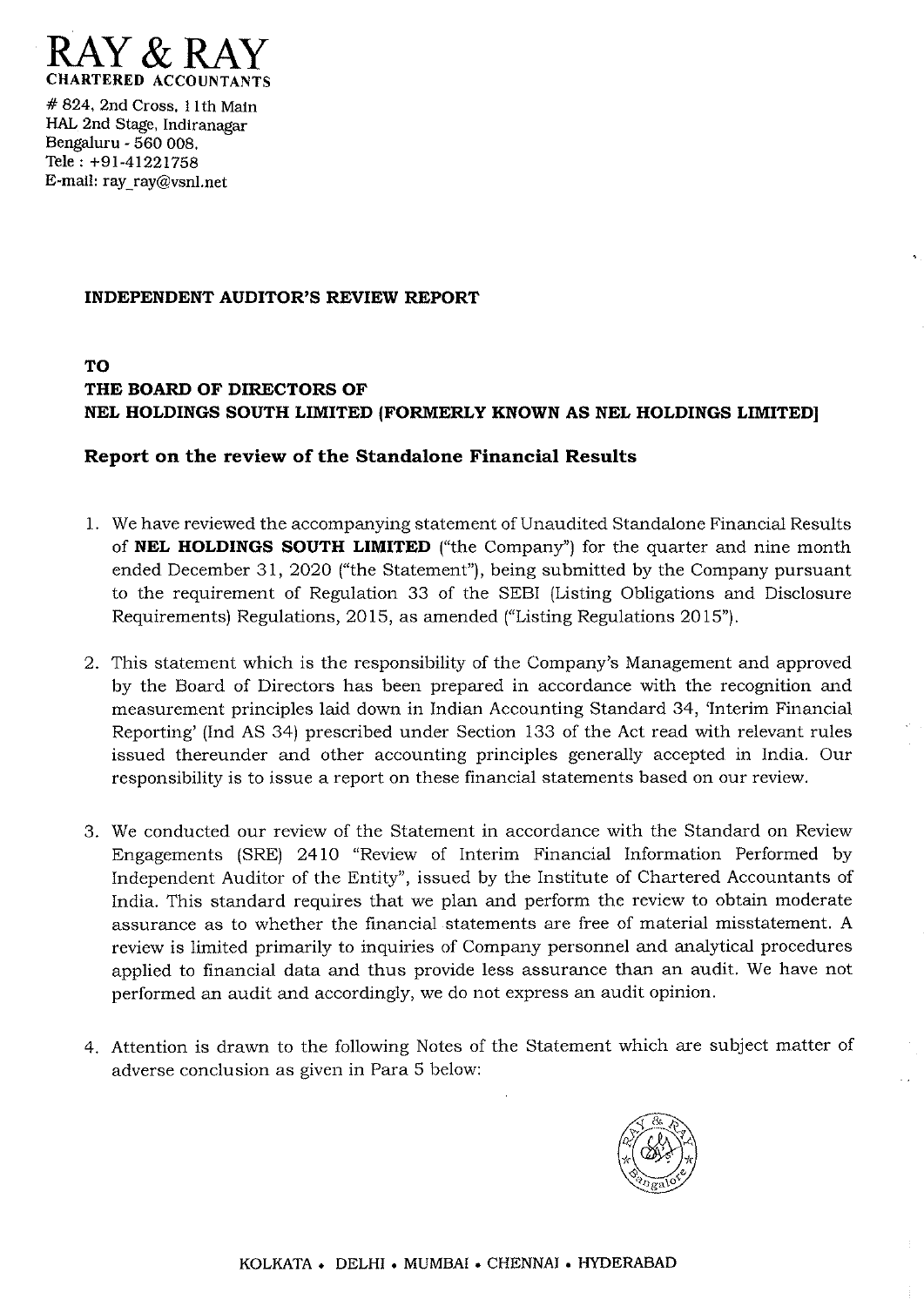# RAY & RAY

**CHARTERED ACCOUNTANTS**

# 824, 2nd Cross, 11th Main
HAL 2nd Stage, Indiranagar
Bengaluru - 560 008.
Tele : +91-41221758
E-mail: ray_ray@vsnl.net

**INDEPENDENT AUDITOR'S REVIEW REPORT**

**TO**
**THE BOARD OF DIRECTORS OF**
**NEL HOLDINGS SOUTH LIMITED (FORMERLY KNOWN AS NEL HOLDINGS LIMITED]**

## Report on the review of the Standalone Financial Results

1. We have reviewed the accompanying statement of Unaudited Standalone Financial Results of **NEL HOLDINGS SOUTH LIMITED** ("the Company") for the quarter and nine month ended December 31, 2020 ("the Statement"), being submitted by the Company pursuant to the requirement of Regulation 33 of the SEBI (Listing Obligations and Disclosure Requirements) Regulations, 2015, as amended ("Listing Regulations 2015").

2. This statement which is the responsibility of the Company's Management and approved by the Board of Directors has been prepared in accordance with the recognition and measurement principles laid down in Indian Accounting Standard 34, 'Interim Financial Reporting' (Ind AS 34) prescribed under Section 133 of the Act read with relevant rules issued thereunder and other accounting principles generally accepted in India. Our responsibility is to issue a report on these financial statements based on our review.

3. We conducted our review of the Statement in accordance with the Standard on Review Engagements (SRE) 2410 "Review of Interim Financial Information Performed by Independent Auditor of the Entity", issued by the Institute of Chartered Accountants of India. This standard requires that we plan and perform the review to obtain moderate assurance as to whether the financial statements are free of material misstatement. A review is limited primarily to inquiries of Company personnel and analytical procedures applied to financial data and thus provide less assurance than an audit. We have not performed an audit and accordingly, we do not express an audit opinion.

4. Attention is drawn to the following Notes of the Statement which are subject matter of adverse conclusion as given in Para 5 below:

KOLKATA • DELHI • MUMBAI • CHENNAI • HYDERABAD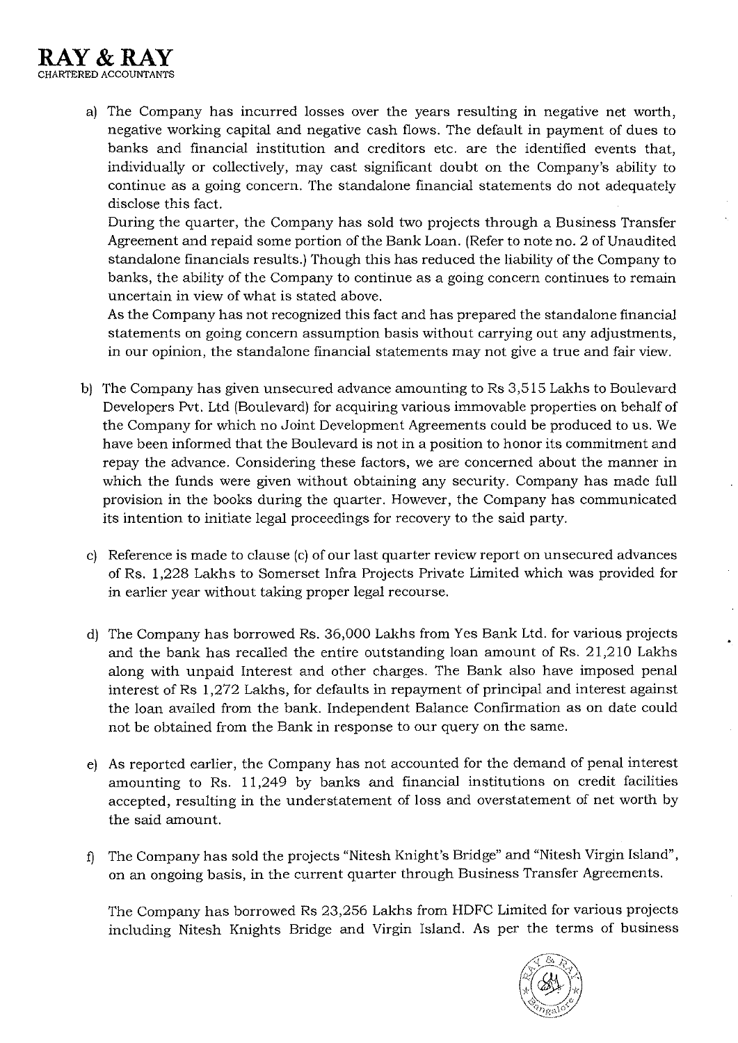a) The Company has incurred losses over the years resulting in negative net worth, negative working capital and negative cash flows. The default in payment of dues to banks and financial institution and creditors etc. are the identified events that, individually or collectively, may cast significant doubt on the Company's ability to continue as a going concern. The standalone financial statements do not adequately disclose this fact.

   During the quarter, the Company has sold two projects through a Business Transfer Agreement and repaid some portion of the Bank Loan. (Refer to note no. 2 of Unaudited standalone financials results.) Though this has reduced the liability of the Company to banks, the ability of the Company to continue as a going concern continues to remain uncertain in view of what is stated above.

   As the Company has not recognized this fact and has prepared the standalone financial statements on going concern assumption basis without carrying out any adjustments, in our opinion, the standalone financial statements may not give a true and fair view.

b) The Company has given unsecured advance amounting to Rs 3,515 Lakhs to Boulevard Developers Pvt. Ltd (Boulevard) for acquiring various immovable properties on behalf of the Company for which no Joint Development Agreements could be produced to us. We have been informed that the Boulevard is not in a position to honor its commitment and repay the advance. Considering these factors, we are concerned about the manner in which the funds were given without obtaining any security. Company has made full provision in the books during the quarter. However, the Company has communicated its intention to initiate legal proceedings for recovery to the said party.

c) Reference is made to clause (c) of our last quarter review report on unsecured advances of Rs. 1,228 Lakhs to Somerset Infra Projects Private Limited which was provided for in earlier year without taking proper legal recourse.

d) The Company has borrowed Rs. 36,000 Lakhs from Yes Bank Ltd. for various projects and the bank has recalled the entire outstanding loan amount of Rs. 21,210 Lakhs along with unpaid Interest and other charges. The Bank also have imposed penal interest of Rs 1,272 Lakhs, for defaults in repayment of principal and interest against the loan availed from the bank. Independent Balance Confirmation as on date could not be obtained from the Bank in response to our query on the same.

e) As reported earlier, the Company has not accounted for the demand of penal interest amounting to Rs. 11,249 by banks and financial institutions on credit facilities accepted, resulting in the understatement of loss and overstatement of net worth by the said amount.

f) The Company has sold the projects "Nitesh Knight's Bridge" and "Nitesh Virgin Island", on an ongoing basis, in the current quarter through Business Transfer Agreements.

   The Company has borrowed Rs 23,256 Lakhs from HDFC Limited for various projects including Nitesh Knights Bridge and Virgin Island. As per the terms of business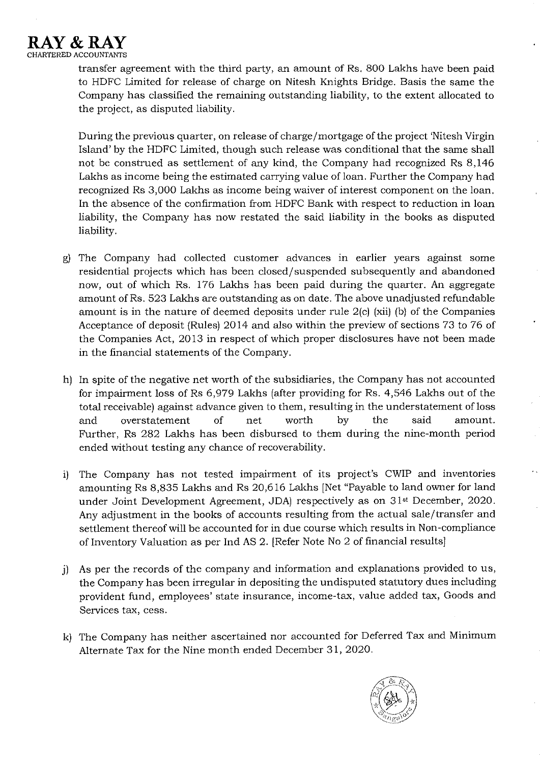transfer agreement with the third party, an amount of Rs. 800 Lakhs have been paid to HDFC Limited for release of charge on Nitesh Knights Bridge. Basis the same the Company has classified the remaining outstanding liability, to the extent allocated to the project, as disputed liability.

During the previous quarter, on release of charge/mortgage of the project 'Nitesh Virgin Island' by the HDFC Limited, though such release was conditional that the same shall not be construed as settlement of any kind, the Company had recognized Rs 8,146 Lakhs as income being the estimated carrying value of loan. Further the Company had recognized Rs 3,000 Lakhs as income being waiver of interest component on the loan. In the absence of the confirmation from HDFC Bank with respect to reduction in loan liability, the Company has now restated the said liability in the books as disputed liability.

g) The Company had collected customer advances in earlier years against some residential projects which has been closed/suspended subsequently and abandoned now, out of which Rs. 176 Lakhs has been paid during the quarter. An aggregate amount of Rs. 523 Lakhs are outstanding as on date. The above unadjusted refundable amount is in the nature of deemed deposits under rule 2(c) (xii) (b) of the Companies Acceptance of deposit (Rules) 2014 and also within the preview of sections 73 to 76 of the Companies Act, 2013 in respect of which proper disclosures have not been made in the financial statements of the Company.

h) In spite of the negative net worth of the subsidiaries, the Company has not accounted for impairment loss of Rs 6,979 Lakhs (after providing for Rs. 4,546 Lakhs out of the total receivable) against advance given to them, resulting in the understatement of loss and overstatement of net worth by the said amount. Further, Rs 282 Lakhs has been disbursed to them during the nine-month period ended without testing any chance of recoverability.

i) The Company has not tested impairment of its project's CWIP and inventories amounting Rs 8,835 Lakhs and Rs 20,616 Lakhs [Net "Payable to land owner for land under Joint Development Agreement, JDA) respectively as on 31st December, 2020. Any adjustment in the books of accounts resulting from the actual sale/transfer and settlement thereof will be accounted for in due course which results in Non-compliance of Inventory Valuation as per Ind AS 2. [Refer Note No 2 of financial results]

j) As per the records of the company and information and explanations provided to us, the Company has been irregular in depositing the undisputed statutory dues including provident fund, employees' state insurance, income-tax, value added tax, Goods and Services tax, cess.

k) The Company has neither ascertained nor accounted for Deferred Tax and Minimum Alternate Tax for the Nine month ended December 31, 2020.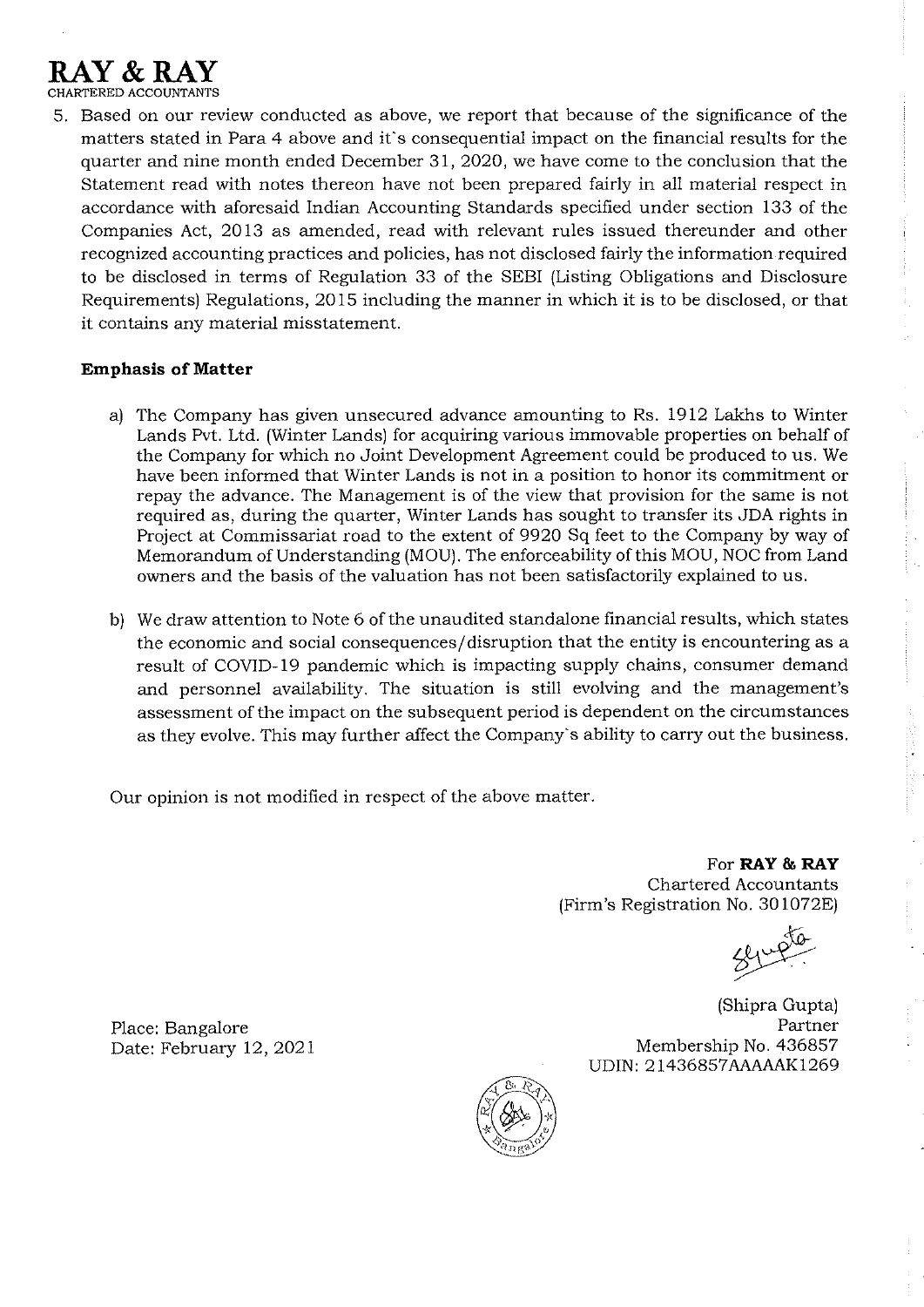**RAY & RAY**
CHARTERED ACCOUNTANTS

5. Based on our review conducted as above, we report that because of the significance of the matters stated in Para 4 above and it's consequential impact on the financial results for the quarter and nine month ended December 31, 2020, we have come to the conclusion that the Statement read with notes thereon have not been prepared fairly in all material respect in accordance with aforesaid Indian Accounting Standards specified under section 133 of the Companies Act, 2013 as amended, read with relevant rules issued thereunder and other recognized accounting practices and policies, has not disclosed fairly the information required to be disclosed in terms of Regulation 33 of the SEBI (Listing Obligations and Disclosure Requirements) Regulations, 2015 including the manner in which it is to be disclosed, or that it contains any material misstatement.

**Emphasis of Matter**

a) The Company has given unsecured advance amounting to Rs. 1912 Lakhs to Winter Lands Pvt. Ltd. (Winter Lands) for acquiring various immovable properties on behalf of the Company for which no Joint Development Agreement could be produced to us. We have been informed that Winter Lands is not in a position to honor its commitment or repay the advance. The Management is of the view that provision for the same is not required as, during the quarter, Winter Lands has sought to transfer its JDA rights in Project at Commissariat road to the extent of 9920 Sq feet to the Company by way of Memorandum of Understanding (MOU). The enforceability of this MOU, NOC from Land owners and the basis of the valuation has not been satisfactorily explained to us.

b) We draw attention to Note 6 of the unaudited standalone financial results, which states the economic and social consequences/disruption that the entity is encountering as a result of COVID-19 pandemic which is impacting supply chains, consumer demand and personnel availability. The situation is still evolving and the management's assessment of the impact on the subsequent period is dependent on the circumstances as they evolve. This may further affect the Company's ability to carry out the business.

Our opinion is not modified in respect of the above matter.

For **RAY & RAY**
Chartered Accountants
(Firm's Registration No. 301072E)

(Shipra Gupta)
Partner
Membership No. 436857
UDIN: 21436857AAAAAK1269

Place: Bangalore
Date: February 12, 2021